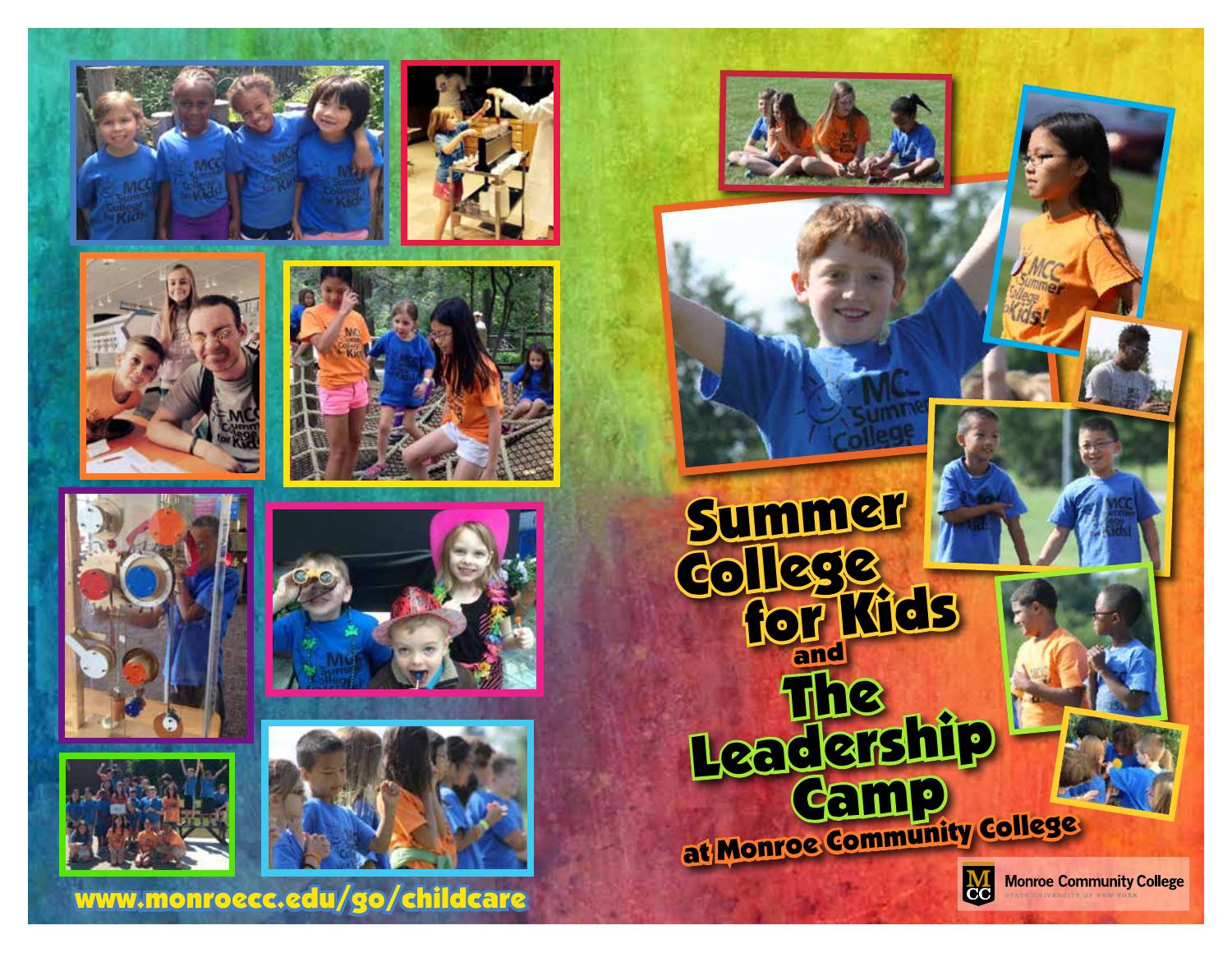# Summer College for Kids and The Leadership Camp

## at Monroe Community College

www.monroecc.edu/go/childcare

Monroe Community College
STATE UNIVERSITY OF NEW YORK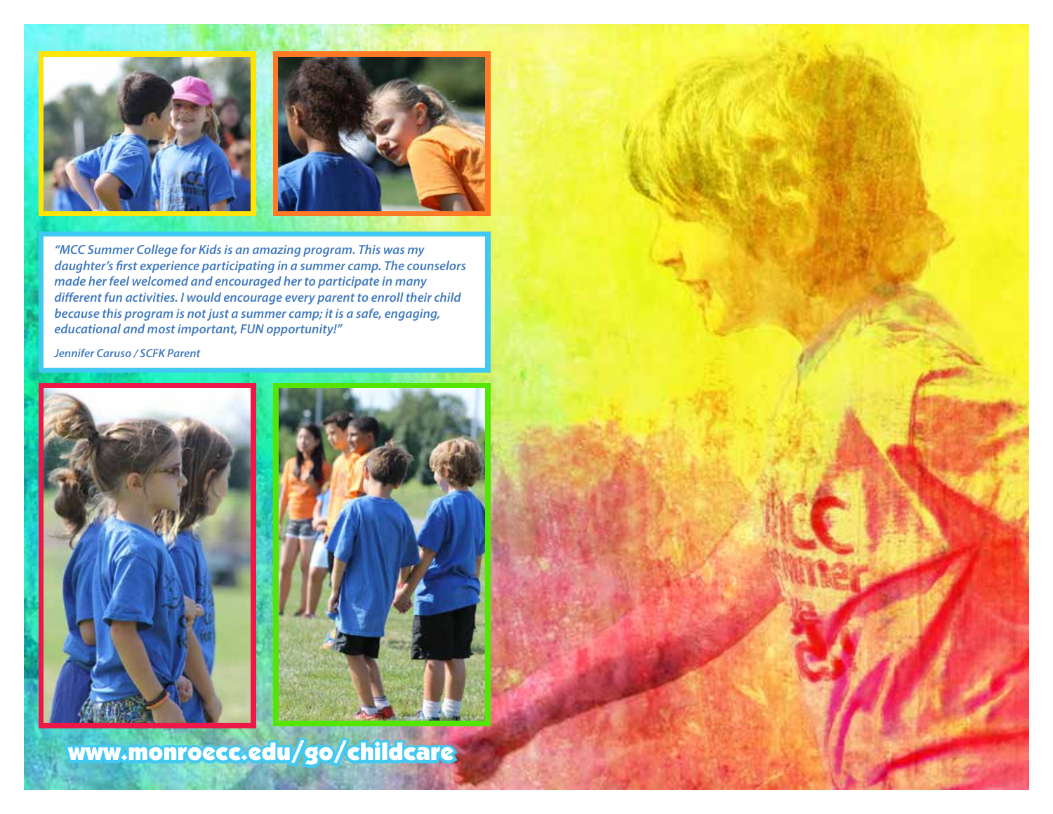*"MCC Summer College for Kids is an amazing program. This was my daughter's first experience participating in a summer camp. The counselors made her feel welcomed and encouraged her to participate in many different fun activities. I would encourage every parent to enroll their child because this program is not just a summer camp; it is a safe, engaging, educational and most important, FUN opportunity!"*

*Jennifer Caruso / SCFK Parent*

**www.monroecc.edu/go/childcare**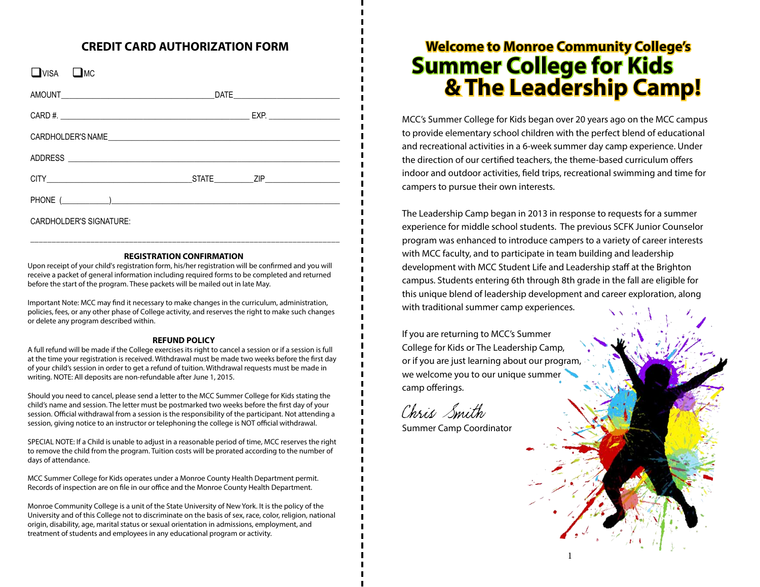## CREDIT CARD AUTHORIZATION FORM

❑ VISA ❑ MC

AMOUNT____________________________________DATE_________________________

CARD #. _____________________________________________ EXP. ________________

CARDHOLDER'S NAME_________________________________________________________

ADDRESS ________________________________________________________________

CITY_________________________________STATE_________ZIP__________________

PHONE (___________)_________________________________________________________

CARDHOLDER'S SIGNATURE:

___________________________________________________________________________

### REGISTRATION CONFIRMATION

Upon receipt of your child's registration form, his/her registration will be confirmed and you will receive a packet of general information including required forms to be completed and returned before the start of the program. These packets will be mailed out in late May.

Important Note: MCC may find it necessary to make changes in the curriculum, administration, policies, fees, or any other phase of College activity, and reserves the right to make such changes or delete any program described within.

### REFUND POLICY

A full refund will be made if the College exercises its right to cancel a session or if a session is full at the time your registration is received. Withdrawal must be made two weeks before the first day of your child's session in order to get a refund of tuition. Withdrawal requests must be made in writing. NOTE: All deposits are non-refundable after June 1, 2015.

Should you need to cancel, please send a letter to the MCC Summer College for Kids stating the child's name and session. The letter must be postmarked two weeks before the first day of your session. Official withdrawal from a session is the responsibility of the participant. Not attending a session, giving notice to an instructor or telephoning the college is NOT official withdrawal.

SPECIAL NOTE: If a Child is unable to adjust in a reasonable period of time, MCC reserves the right to remove the child from the program. Tuition costs will be prorated according to the number of days of attendance.

MCC Summer College for Kids operates under a Monroe County Health Department permit. Records of inspection are on file in our office and the Monroe County Health Department.

Monroe Community College is a unit of the State University of New York. It is the policy of the University and of this College not to discriminate on the basis of sex, race, color, religion, national origin, disability, age, marital status or sexual orientation in admissions, employment, and treatment of students and employees in any educational program or activity.

# Welcome to Monroe Community College's Summer College for Kids & The Leadership Camp!

MCC's Summer College for Kids began over 20 years ago on the MCC campus to provide elementary school children with the perfect blend of educational and recreational activities in a 6-week summer day camp experience. Under the direction of our certified teachers, the theme-based curriculum offers indoor and outdoor activities, field trips, recreational swimming and time for campers to pursue their own interests.

The Leadership Camp began in 2013 in response to requests for a summer experience for middle school students. The previous SCFK Junior Counselor program was enhanced to introduce campers to a variety of career interests with MCC faculty, and to participate in team building and leadership development with MCC Student Life and Leadership staff at the Brighton campus. Students entering 6th through 8th grade in the fall are eligible for this unique blend of leadership development and career exploration, along with traditional summer camp experiences.

If you are returning to MCC's Summer College for Kids or The Leadership Camp, or if you are just learning about our program, we welcome you to our unique summer camp offerings.

*Chris Smith*

Summer Camp Coordinator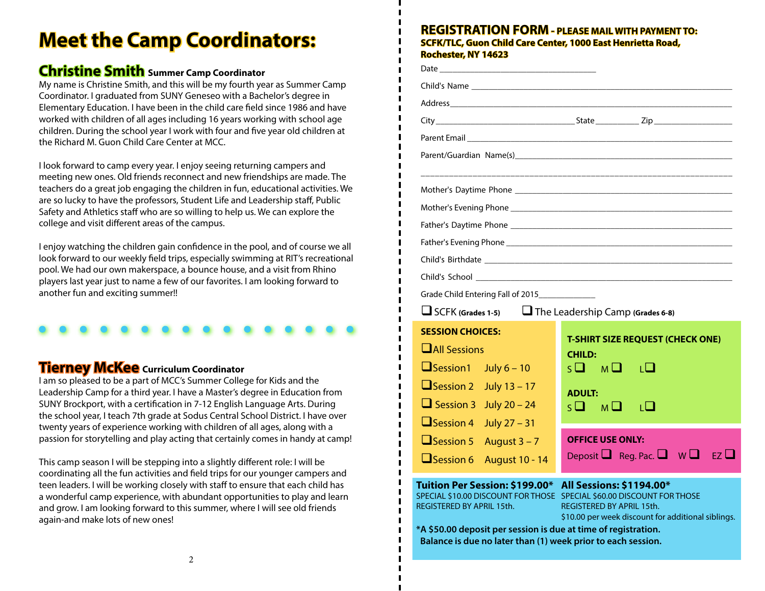# Meet the Camp Coordinators:

## Christine Smith **Summer Camp Coordinator**

My name is Christine Smith, and this will be my fourth year as Summer Camp Coordinator. I graduated from SUNY Geneseo with a Bachelor's degree in Elementary Education. I have been in the child care field since 1986 and have worked with children of all ages including 16 years working with school age children. During the school year I work with four and five year old children at the Richard M. Guon Child Care Center at MCC.

I look forward to camp every year. I enjoy seeing returning campers and meeting new ones. Old friends reconnect and new friendships are made. The teachers do a great job engaging the children in fun, educational activities. We are so lucky to have the professors, Student Life and Leadership staff, Public Safety and Athletics staff who are so willing to help us. We can explore the college and visit different areas of the campus.

I enjoy watching the children gain confidence in the pool, and of course we all look forward to our weekly field trips, especially swimming at RIT's recreational pool. We had our own makerspace, a bounce house, and a visit from Rhino players last year just to name a few of our favorites. I am looking forward to another fun and exciting summer!!

## Tierney McKee **Curriculum Coordinator**

I am so pleased to be a part of MCC's Summer College for Kids and the Leadership Camp for a third year. I have a Master's degree in Education from SUNY Brockport, with a certification in 7-12 English Language Arts. During the school year, I teach 7th grade at Sodus Central School District. I have over twenty years of experience working with children of all ages, along with a passion for storytelling and play acting that certainly comes in handy at camp!

This camp season I will be stepping into a slightly different role: I will be coordinating all the fun activities and field trips for our younger campers and teen leaders. I will be working closely with staff to ensure that each child has a wonderful camp experience, with abundant opportunities to play and learn and grow. I am looking forward to this summer, where I will see old friends again-and make lots of new ones!

## REGISTRATION FORM - PLEASE MAIL WITH PAYMENT TO:

**SCFK/TLC, Guon Child Care Center, 1000 East Henrietta Road, Rochester, NY 14623**

Date ______________________________

Child's Name ______________________________

Address ______________________________

City ____________________ State __________ Zip ______________

Parent Email ______________________________

Parent/Guardian Name(s) ______________________________

______________________________

Mother's Daytime Phone ______________________________

Mother's Evening Phone ______________________________

Father's Daytime Phone ______________________________

Father's Evening Phone ______________________________

Child's Birthdate ______________________________

Child's School ______________________________

Grade Child Entering Fall of 2015 ____________

❑ SCFK **(Grades 1-5)** ❑ The Leadership Camp **(Grades 6-8)**

**SESSION CHOICES:**

- ❑ All Sessions
- ❑ Session 1 July 6 – 10
- ❑ Session 2 July 13 – 17
- ❑ Session 3 July 20 – 24
- ❑ Session 4 July 27 – 31
- ❑ Session 5 August 3 – 7
- ❑ Session 6 August 10 - 14

**T-SHIRT SIZE REQUEST (CHECK ONE)**

**CHILD:**
S ❑ M ❑ L ❑

**ADULT:**
S ❑ M ❑ L ❑

**OFFICE USE ONLY:**
Deposit ❑ Reg. Pac. ❑ W ❑ EZ ❑

**Tuition Per Session: $199.00***
SPECIAL $10.00 DISCOUNT FOR THOSE REGISTERED BY APRIL 15th.

**All Sessions: $1194.00***
SPECIAL $60.00 DISCOUNT FOR THOSE REGISTERED BY APRIL 15th.
$10.00 per week discount for additional siblings.

**\*A $50.00 deposit per session is due at time of registration.
Balance is due no later than (1) week prior to each session.**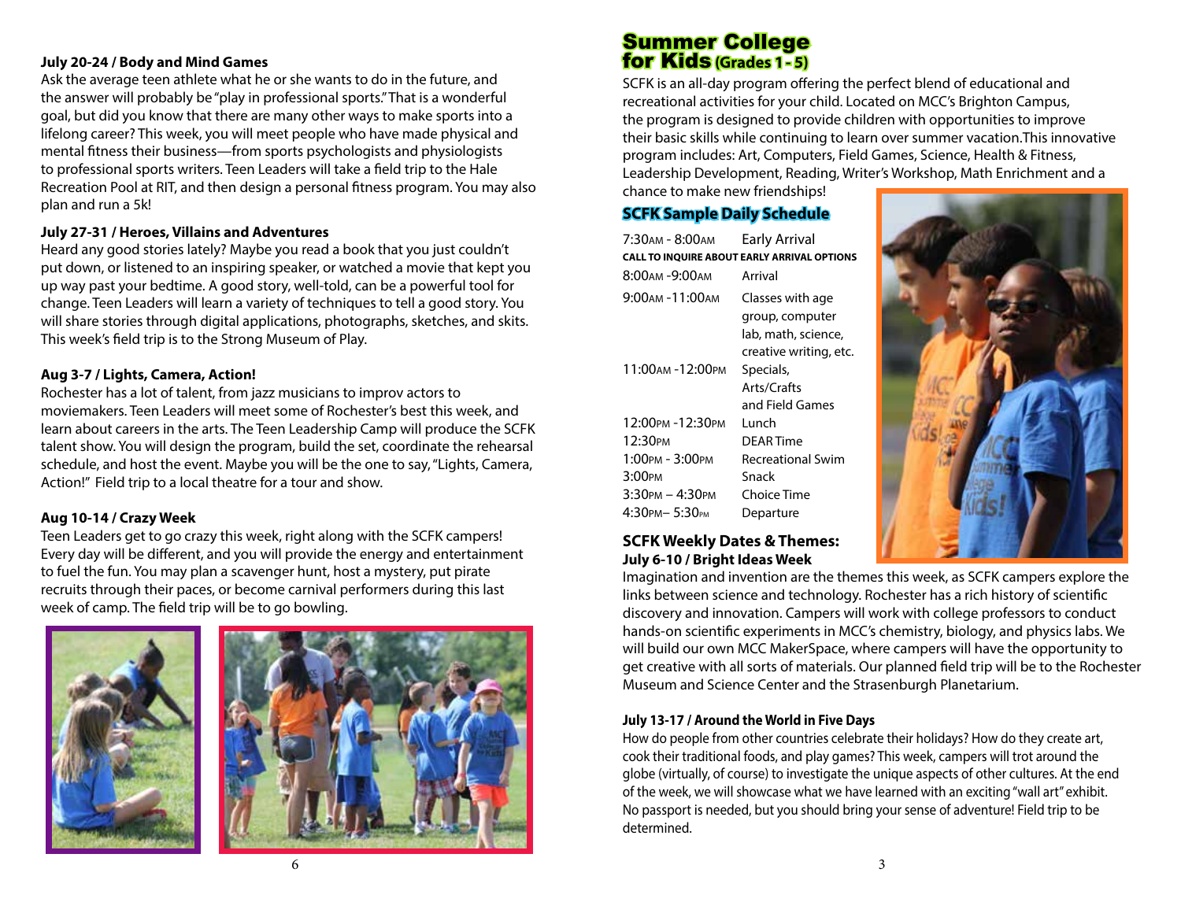**July 20-24 / Body and Mind Games**
Ask the average teen athlete what he or she wants to do in the future, and the answer will probably be "play in professional sports." That is a wonderful goal, but did you know that there are many other ways to make sports into a lifelong career? This week, you will meet people who have made physical and mental fitness their business—from sports psychologists and physiologists to professional sports writers. Teen Leaders will take a field trip to the Hale Recreation Pool at RIT, and then design a personal fitness program. You may also plan and run a 5k!

**July 27-31 / Heroes, Villains and Adventures**
Heard any good stories lately? Maybe you read a book that you just couldn't put down, or listened to an inspiring speaker, or watched a movie that kept you up way past your bedtime. A good story, well-told, can be a powerful tool for change. Teen Leaders will learn a variety of techniques to tell a good story. You will share stories through digital applications, photographs, sketches, and skits. This week's field trip is to the Strong Museum of Play.

**Aug 3-7 / Lights, Camera, Action!**
Rochester has a lot of talent, from jazz musicians to improv actors to moviemakers. Teen Leaders will meet some of Rochester's best this week, and learn about careers in the arts. The Teen Leadership Camp will produce the SCFK talent show. You will design the program, build the set, coordinate the rehearsal schedule, and host the event. Maybe you will be the one to say, "Lights, Camera, Action!" Field trip to a local theatre for a tour and show.

**Aug 10-14 / Crazy Week**
Teen Leaders get to go crazy this week, right along with the SCFK campers! Every day will be different, and you will provide the energy and entertainment to fuel the fun. You may plan a scavenger hunt, host a mystery, put pirate recruits through their paces, or become carnival performers during this last week of camp. The field trip will be to go bowling.

# Summer College for Kids (Grades 1 - 5)

SCFK is an all-day program offering the perfect blend of educational and recreational activities for your child. Located on MCC's Brighton Campus, the program is designed to provide children with opportunities to improve their basic skills while continuing to learn over summer vacation.This innovative program includes: Art, Computers, Field Games, Science, Health & Fitness, Leadership Development, Reading, Writer's Workshop, Math Enrichment and a chance to make new friendships!

## SCFK Sample Daily Schedule

| | |
|---|---|
| 7:30AM - 8:00AM | Early Arrival |
| CALL TO INQUIRE ABOUT EARLY ARRIVAL OPTIONS | |
| 8:00AM -9:00AM | Arrival |
| 9:00AM -11:00AM | Classes with age group, computer lab, math, science, creative writing, etc. |
| 11:00AM -12:00PM | Specials, Arts/Crafts and Field Games |
| 12:00PM -12:30PM | Lunch |
| 12:30PM | DEAR Time |
| 1:00PM - 3:00PM | Recreational Swim |
| 3:00PM | Snack |
| 3:30PM – 4:30PM | Choice Time |
| 4:30PM– 5:30PM | Departure |

## SCFK Weekly Dates & Themes:

**July 6-10 / Bright Ideas Week**
Imagination and invention are the themes this week, as SCFK campers explore the links between science and technology. Rochester has a rich history of scientific discovery and innovation. Campers will work with college professors to conduct hands-on scientific experiments in MCC's chemistry, biology, and physics labs. We will build our own MCC MakerSpace, where campers will have the opportunity to get creative with all sorts of materials. Our planned field trip will be to the Rochester Museum and Science Center and the Strasenburgh Planetarium.

**July 13-17 / Around the World in Five Days**
How do people from other countries celebrate their holidays? How do they create art, cook their traditional foods, and play games? This week, campers will trot around the globe (virtually, of course) to investigate the unique aspects of other cultures. At the end of the week, we will showcase what we have learned with an exciting "wall art" exhibit. No passport is needed, but you should bring your sense of adventure! Field trip to be determined.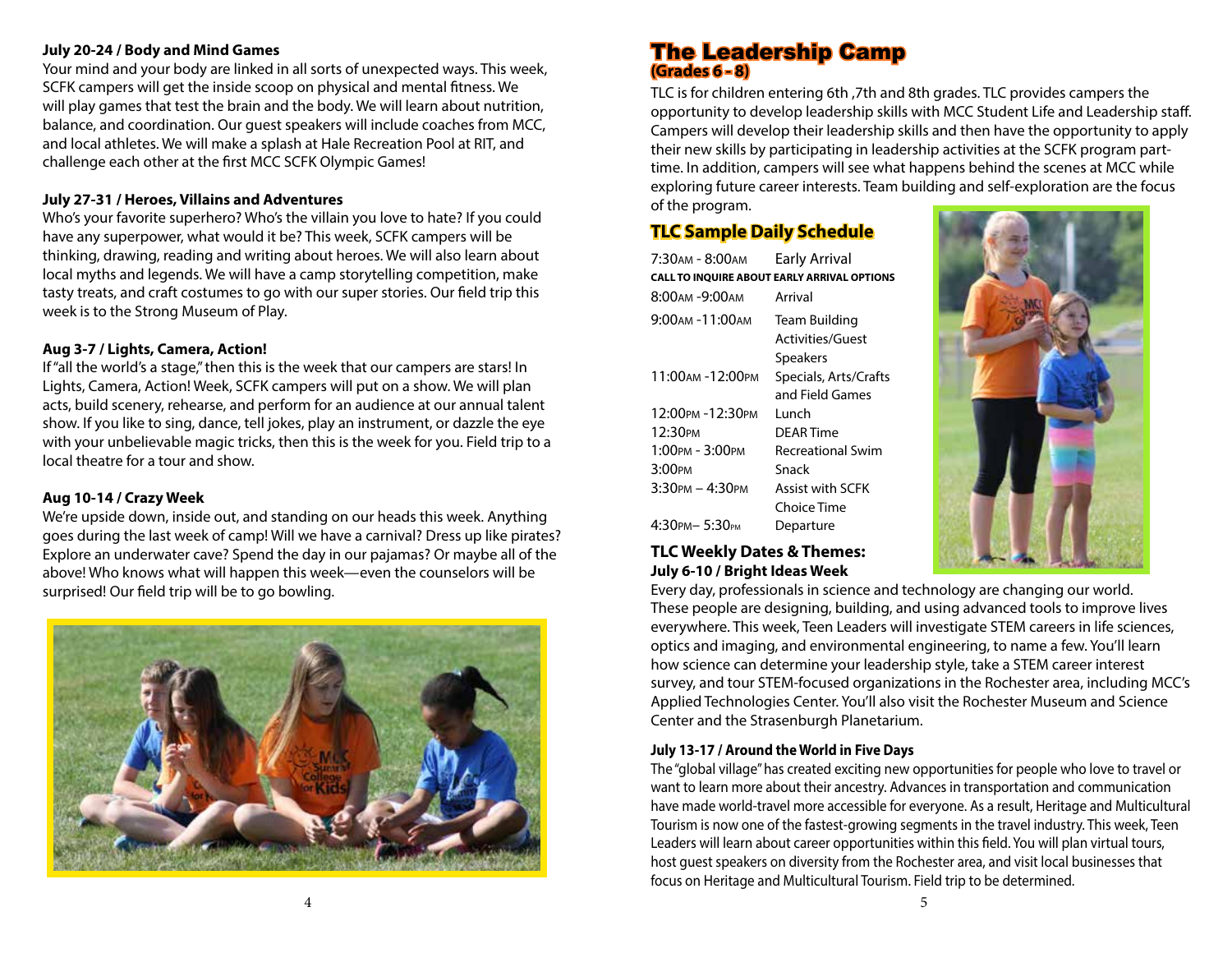**July 20-24 / Body and Mind Games**

Your mind and your body are linked in all sorts of unexpected ways. This week, SCFK campers will get the inside scoop on physical and mental fitness. We will play games that test the brain and the body. We will learn about nutrition, balance, and coordination. Our guest speakers will include coaches from MCC, and local athletes. We will make a splash at Hale Recreation Pool at RIT, and challenge each other at the first MCC SCFK Olympic Games!

**July 27-31 / Heroes, Villains and Adventures**

Who's your favorite superhero? Who's the villain you love to hate? If you could have any superpower, what would it be? This week, SCFK campers will be thinking, drawing, reading and writing about heroes. We will also learn about local myths and legends. We will have a camp storytelling competition, make tasty treats, and craft costumes to go with our super stories. Our field trip this week is to the Strong Museum of Play.

**Aug 3-7 / Lights, Camera, Action!**

If "all the world's a stage," then this is the week that our campers are stars! In Lights, Camera, Action! Week, SCFK campers will put on a show. We will plan acts, build scenery, rehearse, and perform for an audience at our annual talent show. If you like to sing, dance, tell jokes, play an instrument, or dazzle the eye with your unbelievable magic tricks, then this is the week for you. Field trip to a local theatre for a tour and show.

**Aug 10-14 / Crazy Week**

We're upside down, inside out, and standing on our heads this week. Anything goes during the last week of camp! Will we have a carnival? Dress up like pirates? Explore an underwater cave? Spend the day in our pajamas? Or maybe all of the above! Who knows what will happen this week—even the counselors will be surprised! Our field trip will be to go bowling.

# The Leadership Camp
## (Grades 6 - 8)

TLC is for children entering 6th ,7th and 8th grades. TLC provides campers the opportunity to develop leadership skills with MCC Student Life and Leadership staff. Campers will develop their leadership skills and then have the opportunity to apply their new skills by participating in leadership activities at the SCFK program part-time. In addition, campers will see what happens behind the scenes at MCC while exploring future career interests. Team building and self-exploration are the focus of the program.

## TLC Sample Daily Schedule

| | |
|---|---|
| 7:30AM - 8:00AM | Early Arrival |
| CALL TO INQUIRE ABOUT EARLY ARRIVAL OPTIONS | |
| 8:00AM -9:00AM | Arrival |
| 9:00AM -11:00AM | Team Building Activities/Guest Speakers |
| 11:00AM -12:00PM | Specials, Arts/Crafts and Field Games |
| 12:00PM -12:30PM | Lunch |
| 12:30PM | DEAR Time |
| 1:00PM - 3:00PM | Recreational Swim |
| 3:00PM | Snack |
| 3:30PM – 4:30PM | Assist with SCFK Choice Time |
| 4:30PM– 5:30PM | Departure |

### TLC Weekly Dates & Themes:

**July 6-10 / Bright Ideas Week**

Every day, professionals in science and technology are changing our world. These people are designing, building, and using advanced tools to improve lives everywhere. This week, Teen Leaders will investigate STEM careers in life sciences, optics and imaging, and environmental engineering, to name a few. You'll learn how science can determine your leadership style, take a STEM career interest survey, and tour STEM-focused organizations in the Rochester area, including MCC's Applied Technologies Center. You'll also visit the Rochester Museum and Science Center and the Strasenburgh Planetarium.

**July 13-17 / Around the World in Five Days**

The "global village" has created exciting new opportunities for people who love to travel or want to learn more about their ancestry. Advances in transportation and communication have made world-travel more accessible for everyone. As a result, Heritage and Multicultural Tourism is now one of the fastest-growing segments in the travel industry. This week, Teen Leaders will learn about career opportunities within this field. You will plan virtual tours, host guest speakers on diversity from the Rochester area, and visit local businesses that focus on Heritage and Multicultural Tourism. Field trip to be determined.